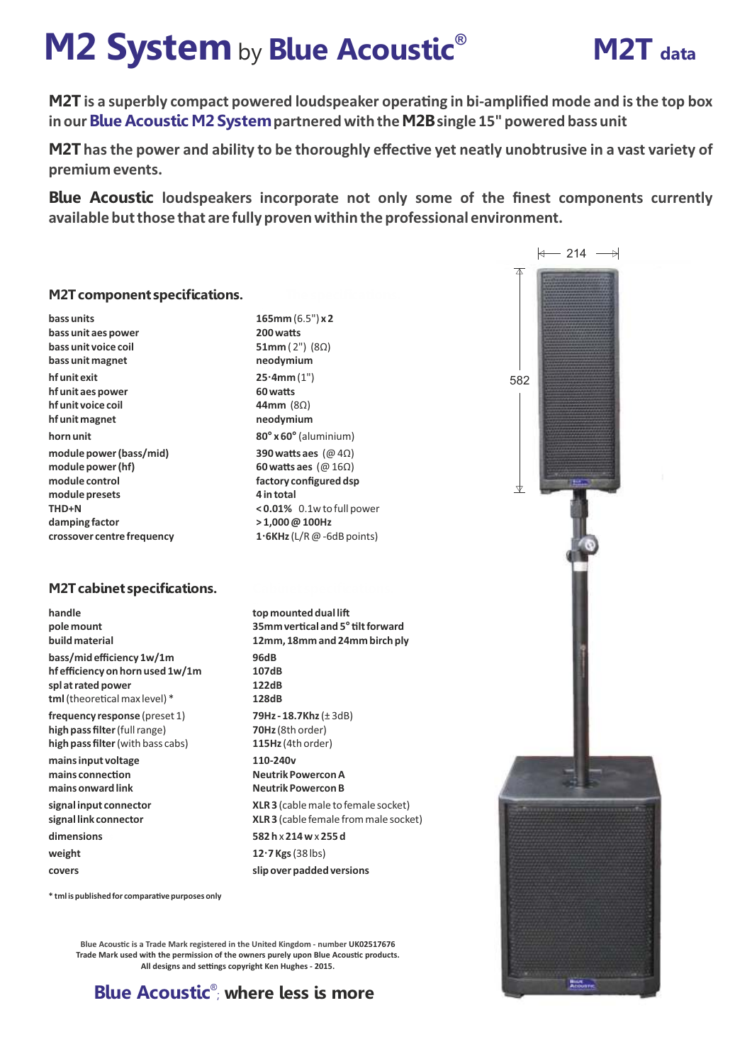# M2 System by Blue Acoustic® M2T data

**M2T** is a superbly compact powered loudspeaker operating in bi-amplified mode and is the top box in our **Blue Acoustic M2 System** partnered with the **M2B** single 15" powered bass unit

**M2T** has the power and ability to be thoroughly effective yet neatly unobtrusive in a vast variety of premium events.

**Blue Acoustic** loudspeakers incorporate not only some of the finest components currently available but those that are fully proven within the professional environment.

## M2T component specifications.

| | |
|---|---|
| bass units | **165mm** (6.5") **x 2** |
| bass unit aes power | **200 watts** |
| bass unit voice coil | **51mm** ( 2") (8Ω) |
| bass unit magnet | **neodymium** |
| hf unit exit | **25·4mm** (1") |
| hf unit aes power | **60 watts** |
| hf unit voice coil | **44mm** (8Ω) |
| hf unit magnet | **neodymium** |
| horn unit | **80° x 60°** (aluminium) |
| module power (bass/mid) | **390 watts aes** (@ 4Ω) |
| module power (hf) | **60 watts aes** (@ 16Ω) |
| module control | **factory configured dsp** |
| module presets | **4 in total** |
| THD+N | **< 0.01%** 0.1w to full power |
| damping factor | **> 1,000 @ 100Hz** |
| crossover centre frequency | **1·6KHz** (L/R @ -6dB points) |

## M2T cabinet specifications.

| | |
|---|---|
| handle | **top mounted dual lift** |
| pole mount | **35mm vertical and 5° tilt forward** |
| build material | **12mm, 18mm and 24mm birch ply** |
| bass/mid efficiency 1w/1m | **96dB** |
| hf efficiency on horn used 1w/1m | **107dB** |
| spl at rated power | **122dB** |
| **tml** (theoretical max level) * | **128dB** |
| **frequency response** (preset 1) | **79Hz - 18.7Khz** (± 3dB) |
| **high pass filter** (full range) | **70Hz** (8th order) |
| **high pass filter** (with bass cabs) | **115Hz** (4th order) |
| mains input voltage | **110-240v** |
| mains connection | **Neutrik Powercon A** |
| mains onward link | **Neutrik Powercon B** |
| signal input connector | **XLR 3** (cable male to female socket) |
| signal link connector | **XLR 3** (cable female from male socket) |
| dimensions | **582 h** x **214 w** x **255 d** |
| weight | **12·7 Kgs** (38 lbs) |
| covers | **slip over padded versions** |

\* tml is published for comparative purposes only

214

582

Blue Acoustic is a Trade Mark registered in the United Kingdom - number UK02517676
Trade Mark used with the permission of the owners purely upon Blue Acoustic products.
All designs and settings copyright Ken Hughes - 2015.

**Blue Acoustic®; where less is more**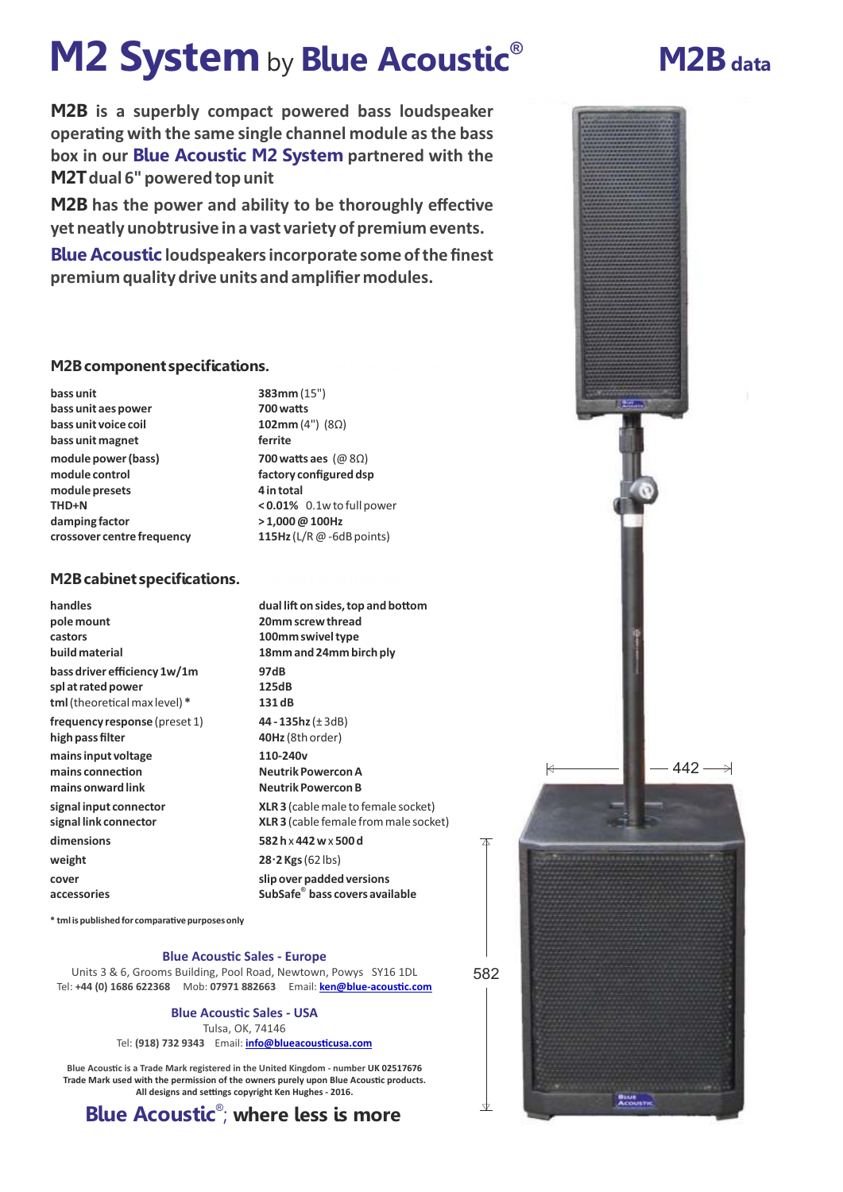# M2 System by Blue Acoustic®

## M2B data

**M2B** is a superbly compact powered bass loudspeaker operating with the same single channel module as the bass box in our **Blue Acoustic M2 System** partnered with the **M2T** dual 6" powered top unit

**M2B** has the power and ability to be thoroughly effective yet neatly unobtrusive in a vast variety of premium events.

**Blue Acoustic** loudspeakers incorporate some of the finest premium quality drive units and amplifier modules.

### M2B component specifications.

| | |
|---|---|
| bass unit | **383mm** (15") |
| bass unit aes power | **700 watts** |
| bass unit voice coil | **102mm** (4") (8Ω) |
| bass unit magnet | **ferrite** |
| module power (bass) | **700 watts aes** (@ 8Ω) |
| module control | **factory configured dsp** |
| module presets | **4 in total** |
| THD+N | **< 0.01%** 0.1w to full power |
| damping factor | **> 1,000 @ 100Hz** |
| crossover centre frequency | **115Hz** (L/R @ -6dB points) |

### M2B cabinet specifications.

| | |
|---|---|
| handles | **dual lift on sides, top and bottom** |
| pole mount | **20mm screw thread** |
| castors | **100mm swivel type** |
| build material | **18mm and 24mm birch ply** |
| bass driver efficiency 1w/1m | **97dB** |
| spl at rated power | **125dB** |
| **tml** (theoretical max level) * | **131 dB** |
| **frequency response** (preset 1) | **44 - 135hz** (± 3dB) |
| high pass filter | **40Hz** (8th order) |
| mains input voltage | **110-240v** |
| mains connection | **Neutrik Powercon A** |
| mains onward link | **Neutrik Powercon B** |
| signal input connector | **XLR 3** (cable male to female socket) |
| signal link connector | **XLR 3** (cable female from male socket) |
| dimensions | **582 h x 442 w x 500 d** |
| weight | **28·2 Kgs** (62 lbs) |
| cover | **slip over padded versions** |
| accessories | **SubSafe® bass covers available** |

**\* tml is published for comparative purposes only**

442

582

**Blue Acoustic Sales - Europe**
Units 3 & 6, Grooms Building, Pool Road, Newtown, Powys SY16 1DL
Tel: **+44 (0) 1686 622368** Mob: **07971 882663** Email: **ken@blue-acoustic.com**

**Blue Acoustic Sales - USA**
Tulsa, OK, 74146
Tel: **(918) 732 9343** Email: **info@blueacousticusa.com**

**Blue Acoustic is a Trade Mark registered in the United Kingdom - number UK 02517676**
**Trade Mark used with the permission of the owners purely upon Blue Acoustic products.**
**All designs and settings copyright Ken Hughes - 2016.**

**Blue Acoustic®; where less is more**